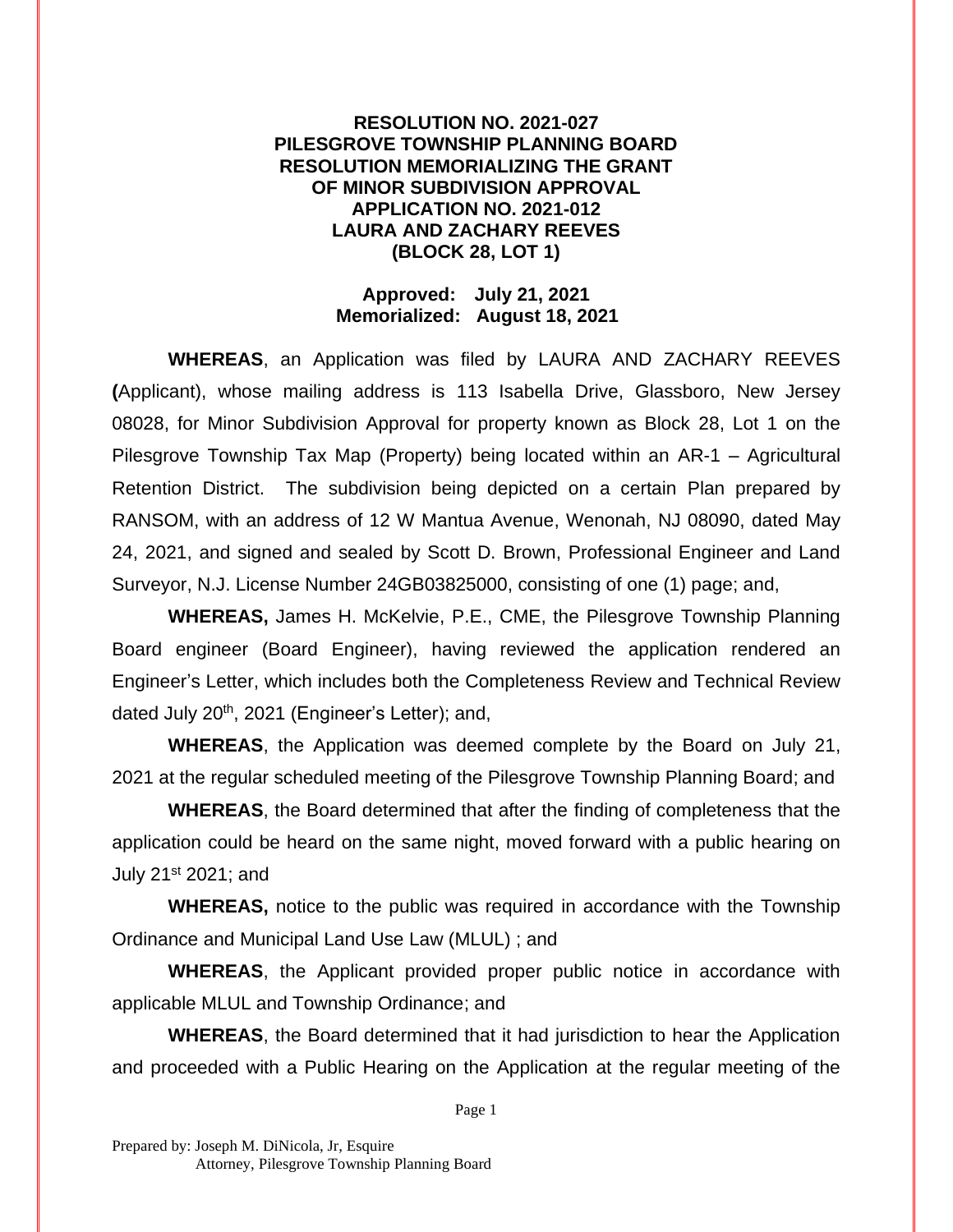**RESOLUTION NO. 2021-027**
**PILESGROVE TOWNSHIP PLANNING BOARD**
**RESOLUTION MEMORIALIZING THE GRANT**
**OF MINOR SUBDIVISION APPROVAL**
**APPLICATION NO. 2021-012**
**LAURA AND ZACHARY REEVES**
**(BLOCK 28, LOT 1)**

**Approved: July 21, 2021**
**Memorialized: August 18, 2021**

**WHEREAS**, an Application was filed by LAURA AND ZACHARY REEVES **(**Applicant), whose mailing address is 113 Isabella Drive, Glassboro, New Jersey 08028, for Minor Subdivision Approval for property known as Block 28, Lot 1 on the Pilesgrove Township Tax Map (Property) being located within an AR-1 – Agricultural Retention District. The subdivision being depicted on a certain Plan prepared by RANSOM, with an address of 12 W Mantua Avenue, Wenonah, NJ 08090, dated May 24, 2021, and signed and sealed by Scott D. Brown, Professional Engineer and Land Surveyor, N.J. License Number 24GB03825000, consisting of one (1) page; and,

**WHEREAS,** James H. McKelvie, P.E., CME, the Pilesgrove Township Planning Board engineer (Board Engineer), having reviewed the application rendered an Engineer's Letter, which includes both the Completeness Review and Technical Review dated July 20th, 2021 (Engineer's Letter); and,

**WHEREAS**, the Application was deemed complete by the Board on July 21, 2021 at the regular scheduled meeting of the Pilesgrove Township Planning Board; and

**WHEREAS**, the Board determined that after the finding of completeness that the application could be heard on the same night, moved forward with a public hearing on July 21st 2021; and

**WHEREAS,** notice to the public was required in accordance with the Township Ordinance and Municipal Land Use Law (MLUL) ; and

**WHEREAS**, the Applicant provided proper public notice in accordance with applicable MLUL and Township Ordinance; and

**WHEREAS**, the Board determined that it had jurisdiction to hear the Application and proceeded with a Public Hearing on the Application at the regular meeting of the

Prepared by: Joseph M. DiNicola, Jr, Esquire
Attorney, Pilesgrove Township Planning Board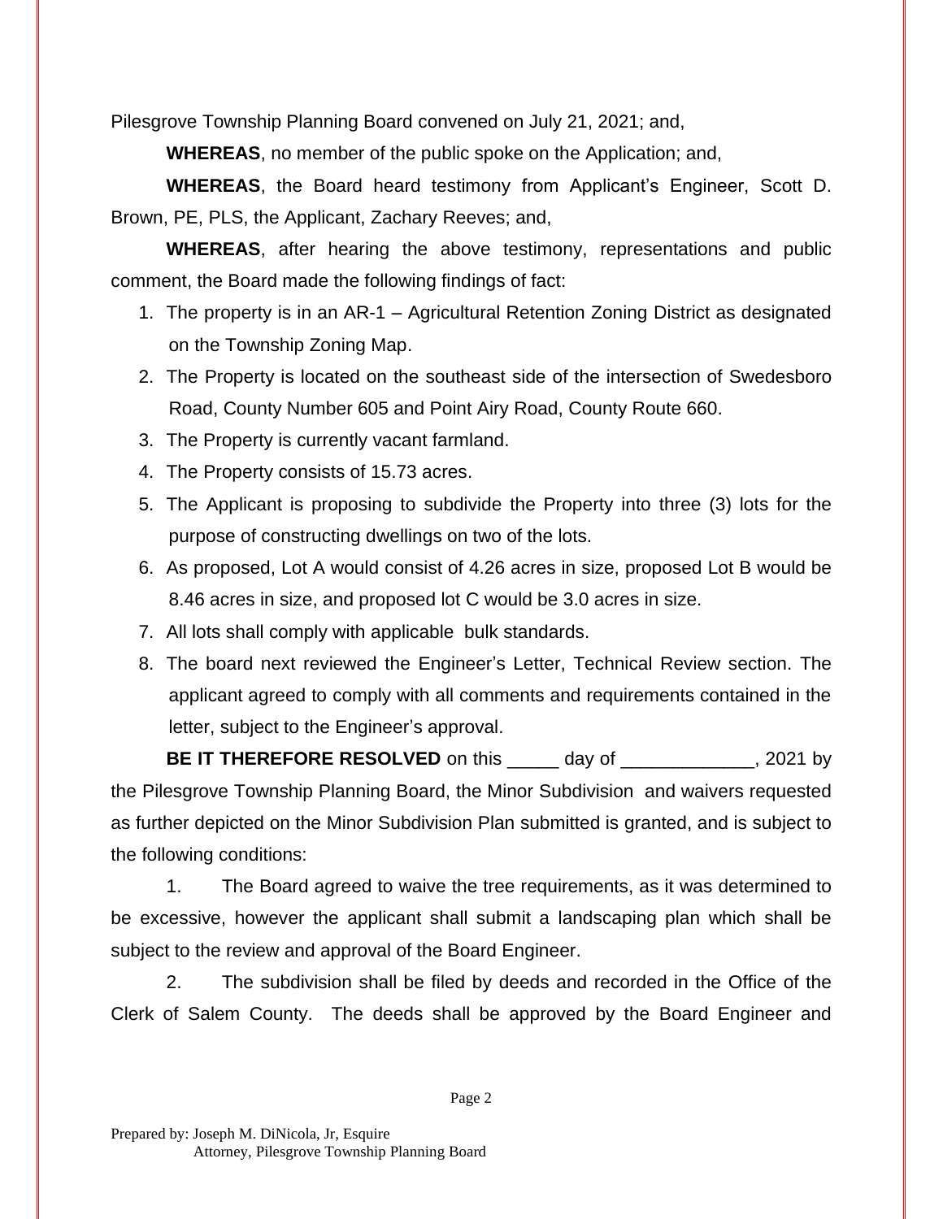Pilesgrove Township Planning Board convened on July 21, 2021; and,

**WHEREAS**, no member of the public spoke on the Application; and,

**WHEREAS**, the Board heard testimony from Applicant's Engineer, Scott D. Brown, PE, PLS, the Applicant, Zachary Reeves; and,

**WHEREAS**, after hearing the above testimony, representations and public comment, the Board made the following findings of fact:

1. The property is in an AR-1 – Agricultural Retention Zoning District as designated on the Township Zoning Map.
2. The Property is located on the southeast side of the intersection of Swedesboro Road, County Number 605 and Point Airy Road, County Route 660.
3. The Property is currently vacant farmland.
4. The Property consists of 15.73 acres.
5. The Applicant is proposing to subdivide the Property into three (3) lots for the purpose of constructing dwellings on two of the lots.
6. As proposed, Lot A would consist of 4.26 acres in size, proposed Lot B would be 8.46 acres in size, and proposed lot C would be 3.0 acres in size.
7. All lots shall comply with applicable bulk standards.
8. The board next reviewed the Engineer's Letter, Technical Review section. The applicant agreed to comply with all comments and requirements contained in the letter, subject to the Engineer's approval.

**BE IT THEREFORE RESOLVED** on this _____ day of _____________, 2021 by the Pilesgrove Township Planning Board, the Minor Subdivision and waivers requested as further depicted on the Minor Subdivision Plan submitted is granted, and is subject to the following conditions:

1. The Board agreed to waive the tree requirements, as it was determined to be excessive, however the applicant shall submit a landscaping plan which shall be subject to the review and approval of the Board Engineer.

2. The subdivision shall be filed by deeds and recorded in the Office of the Clerk of Salem County. The deeds shall be approved by the Board Engineer and

Prepared by: Joseph M. DiNicola, Jr, Esquire
Attorney, Pilesgrove Township Planning Board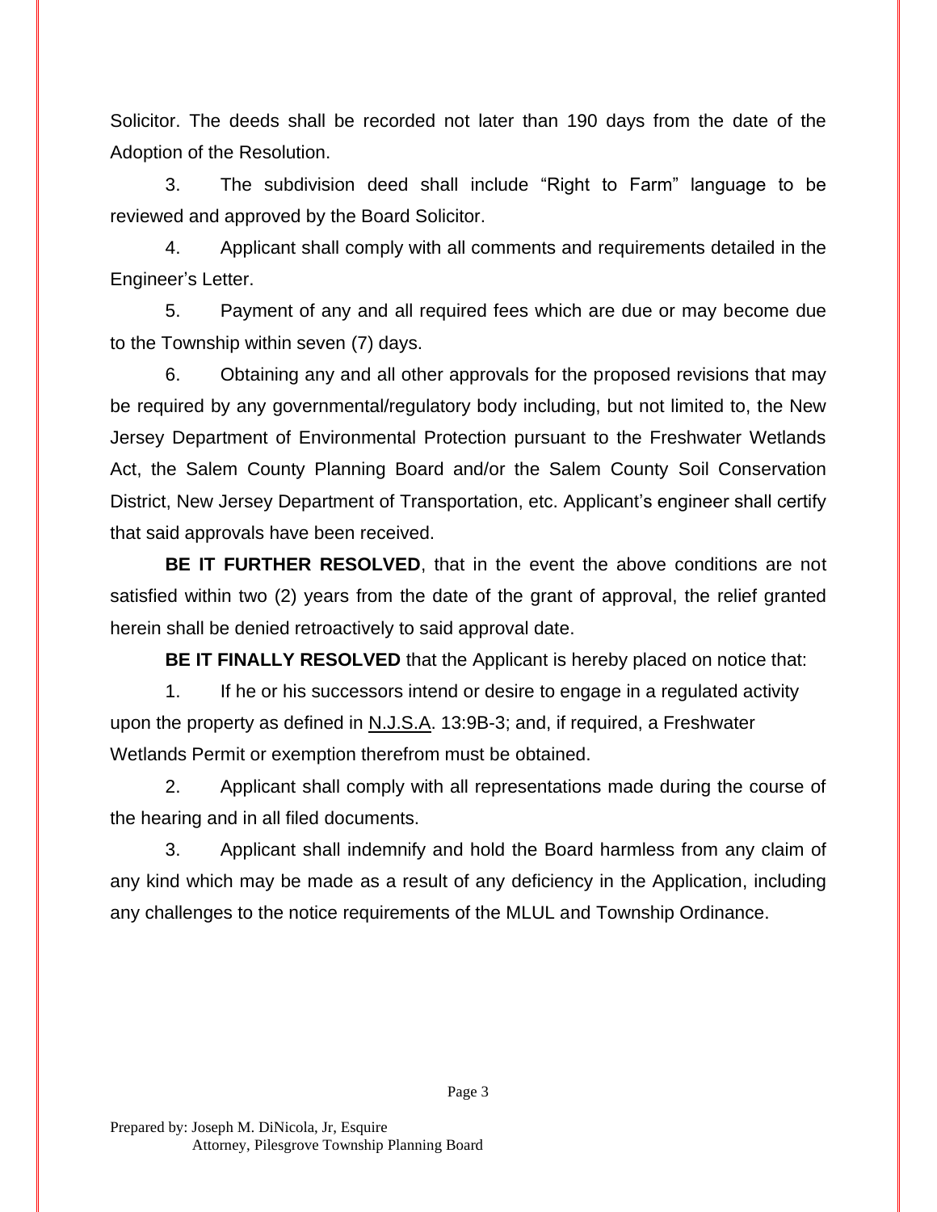Solicitor. The deeds shall be recorded not later than 190 days from the date of the Adoption of the Resolution.

3. The subdivision deed shall include “Right to Farm” language to be reviewed and approved by the Board Solicitor.

4. Applicant shall comply with all comments and requirements detailed in the Engineer’s Letter.

5. Payment of any and all required fees which are due or may become due to the Township within seven (7) days.

6. Obtaining any and all other approvals for the proposed revisions that may be required by any governmental/regulatory body including, but not limited to, the New Jersey Department of Environmental Protection pursuant to the Freshwater Wetlands Act, the Salem County Planning Board and/or the Salem County Soil Conservation District, New Jersey Department of Transportation, etc. Applicant’s engineer shall certify that said approvals have been received.

**BE IT FURTHER RESOLVED**, that in the event the above conditions are not satisfied within two (2) years from the date of the grant of approval, the relief granted herein shall be denied retroactively to said approval date.

**BE IT FINALLY RESOLVED** that the Applicant is hereby placed on notice that:

1. If he or his successors intend or desire to engage in a regulated activity upon the property as defined in N.J.S.A. 13:9B-3; and, if required, a Freshwater Wetlands Permit or exemption therefrom must be obtained.

2. Applicant shall comply with all representations made during the course of the hearing and in all filed documents.

3. Applicant shall indemnify and hold the Board harmless from any claim of any kind which may be made as a result of any deficiency in the Application, including any challenges to the notice requirements of the MLUL and Township Ordinance.

Prepared by: Joseph M. DiNicola, Jr, Esquire
Attorney, Pilesgrove Township Planning Board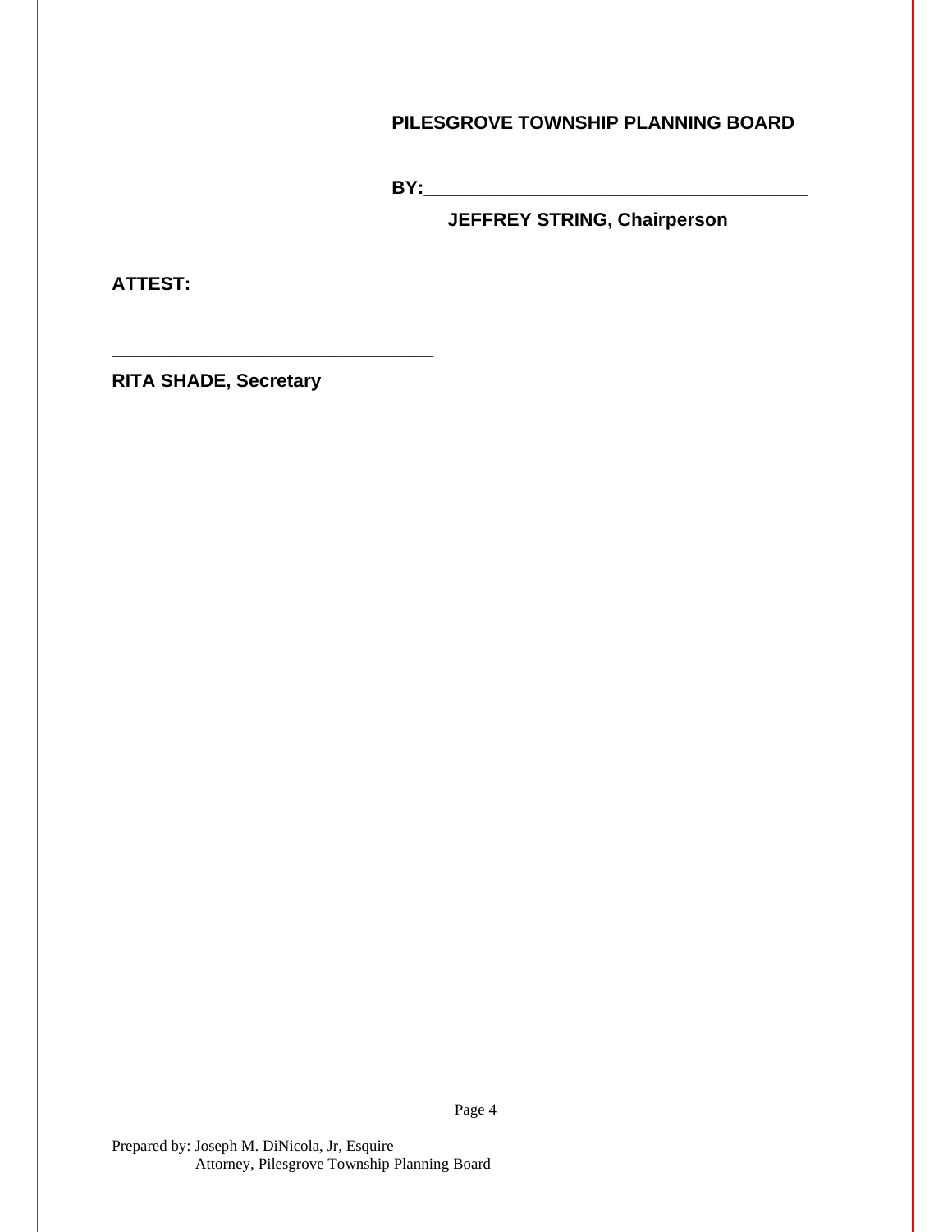**PILESGROVE TOWNSHIP PLANNING BOARD**

**BY:**_________________________________________

**JEFFREY STRING, Chairperson**

**ATTEST:**

___________________________________

**RITA SHADE, Secretary**

Prepared by: Joseph M. DiNicola, Jr, Esquire
Attorney, Pilesgrove Township Planning Board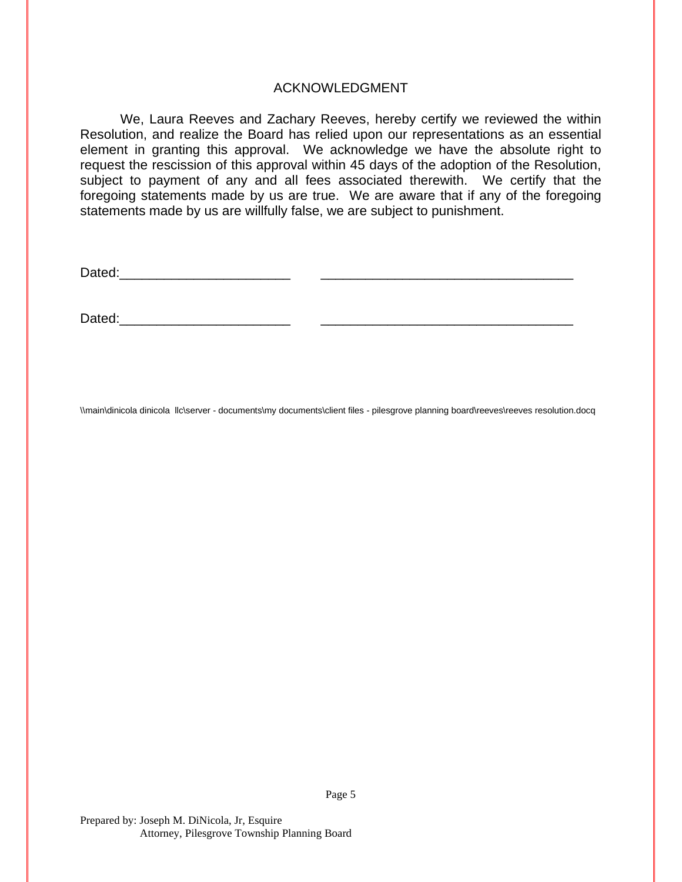## ACKNOWLEDGMENT

We, Laura Reeves and Zachary Reeves, hereby certify we reviewed the within Resolution, and realize the Board has relied upon our representations as an essential element in granting this approval. We acknowledge we have the absolute right to request the rescission of this approval within 45 days of the adoption of the Resolution, subject to payment of any and all fees associated therewith. We certify that the foregoing statements made by us are true. We are aware that if any of the foregoing statements made by us are willfully false, we are subject to punishment.

Dated:_______________________ __________________________________

Dated:_______________________ __________________________________

\\main\dinicola dinicola llc\server - documents\my documents\client files - pilesgrove planning board\reeves\reeves resolution.docq

Prepared by: Joseph M. DiNicola, Jr, Esquire
Attorney, Pilesgrove Township Planning Board